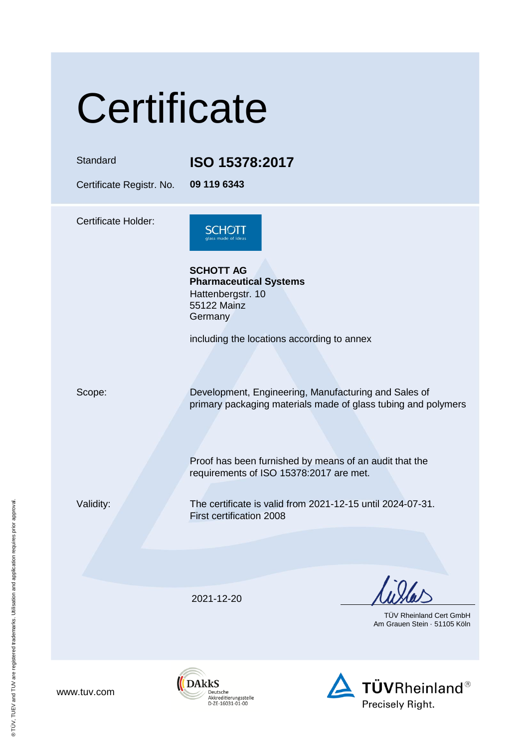# Certificate

| | |
|---|---|
| Standard | **ISO 15378:2017** |
| Certificate Registr. No. | **09 119 6343** |

Certificate Holder:

SCHOTT
glass made of ideas

**SCHOTT AG**
**Pharmaceutical Systems**
Hattenbergstr. 10
55122 Mainz
Germany

including the locations according to annex

Scope:

Development, Engineering, Manufacturing and Sales of primary packaging materials made of glass tubing and polymers

Proof has been furnished by means of an audit that the requirements of ISO 15378:2017 are met.

Validity:

The certificate is valid from 2021-12-15 until 2024-07-31.
First certification 2008

2021-12-20

TÜV Rheinland Cert GmbH
Am Grauen Stein · 51105 Köln

www.tuv.com

DAkkS
Deutsche
Akkreditierungsstelle
D-ZE-16031-01-00

TÜVRheinland®
Precisely Right.

® TÜV, TUEV and TUV are registered trademarks. Utilisation and application requires prior approval.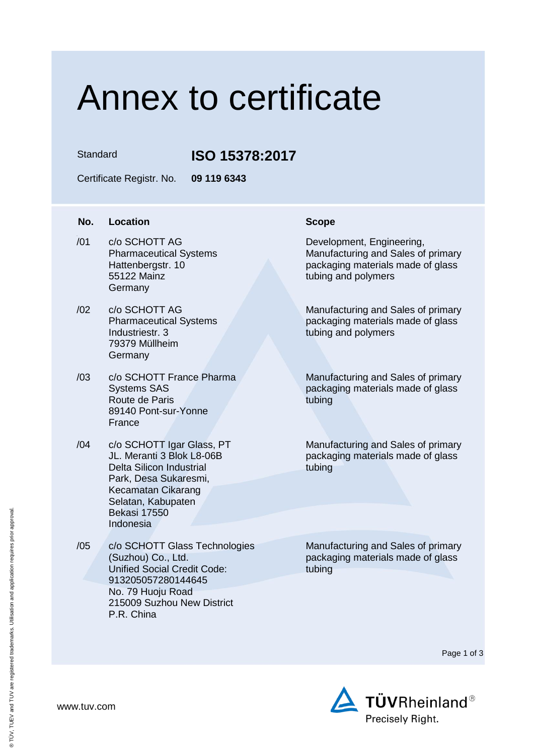# Annex to certificate

Standard **ISO 15378:2017**

Certificate Registr. No. **09 119 6343**

| No. | Location | Scope |
| --- | --- | --- |
| /01 | c/o SCHOTT AG<br>Pharmaceutical Systems<br>Hattenbergstr. 10<br>55122 Mainz<br>Germany | Development, Engineering, Manufacturing and Sales of primary packaging materials made of glass tubing and polymers |
| /02 | c/o SCHOTT AG<br>Pharmaceutical Systems<br>Industriestr. 3<br>79379 Müllheim<br>Germany | Manufacturing and Sales of primary packaging materials made of glass tubing and polymers |
| /03 | c/o SCHOTT France Pharma Systems SAS<br>Route de Paris<br>89140 Pont-sur-Yonne<br>France | Manufacturing and Sales of primary packaging materials made of glass tubing |
| /04 | c/o SCHOTT Igar Glass, PT<br>JL. Meranti 3 Blok L8-06B<br>Delta Silicon Industrial Park, Desa Sukaresmi, Kecamatan Cikarang Selatan, Kabupaten Bekasi 17550<br>Indonesia | Manufacturing and Sales of primary packaging materials made of glass tubing |
| /05 | c/o SCHOTT Glass Technologies (Suzhou) Co., Ltd.<br>Unified Social Credit Code: 913205057280144645<br>No. 79 Huoju Road<br>215009 Suzhou New District<br>P.R. China | Manufacturing and Sales of primary packaging materials made of glass tubing |

www.tuv.com

TÜVRheinland®
Precisely Right.

® TÜV, TUEV and TUV are registered trademarks. Utilisation and application requires prior approval.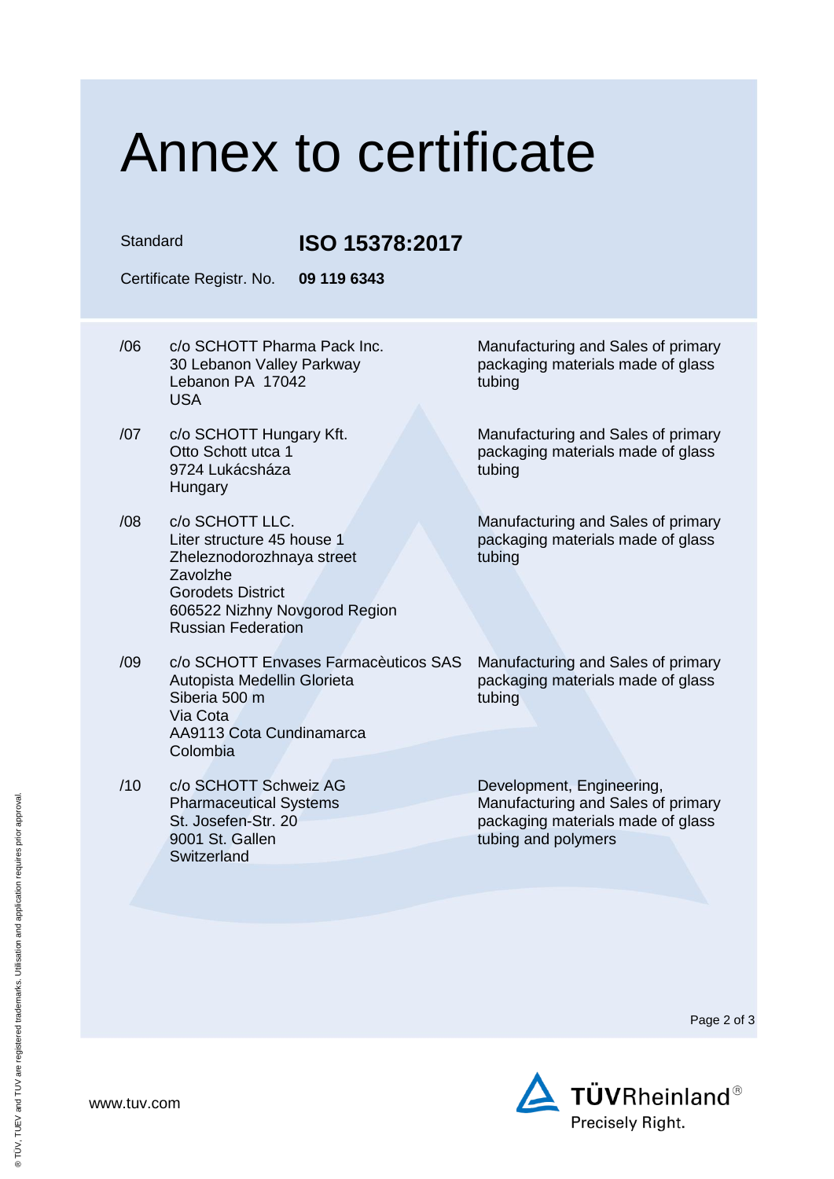# Annex to certificate

Standard **ISO 15378:2017**

Certificate Registr. No. **09 119 6343**

| | | |
|---|---|---|
| /06 | c/o SCHOTT Pharma Pack Inc.<br>30 Lebanon Valley Parkway<br>Lebanon PA 17042<br>USA | Manufacturing and Sales of primary packaging materials made of glass tubing |
| /07 | c/o SCHOTT Hungary Kft.<br>Otto Schott utca 1<br>9724 Lukácsháza<br>Hungary | Manufacturing and Sales of primary packaging materials made of glass tubing |
| /08 | c/o SCHOTT LLC.<br>Liter structure 45 house 1<br>Zheleznodorozhnaya street<br>Zavolzhe<br>Gorodets District<br>606522 Nizhny Novgorod Region<br>Russian Federation | Manufacturing and Sales of primary packaging materials made of glass tubing |
| /09 | c/o SCHOTT Envases Farmacèuticos SAS<br>Autopista Medellin Glorieta<br>Siberia 500 m<br>Via Cota<br>AA9113 Cota Cundinamarca<br>Colombia | Manufacturing and Sales of primary packaging materials made of glass tubing |
| /10 | c/o SCHOTT Schweiz AG<br>Pharmaceutical Systems<br>St. Josefen-Str. 20<br>9001 St. Gallen<br>Switzerland | Development, Engineering, Manufacturing and Sales of primary packaging materials made of glass tubing and polymers |

www.tuv.com

TÜVRheinland® Precisely Right.

® TÜV, TUEV and TUV are registered trademarks. Utilisation and application requires prior approval.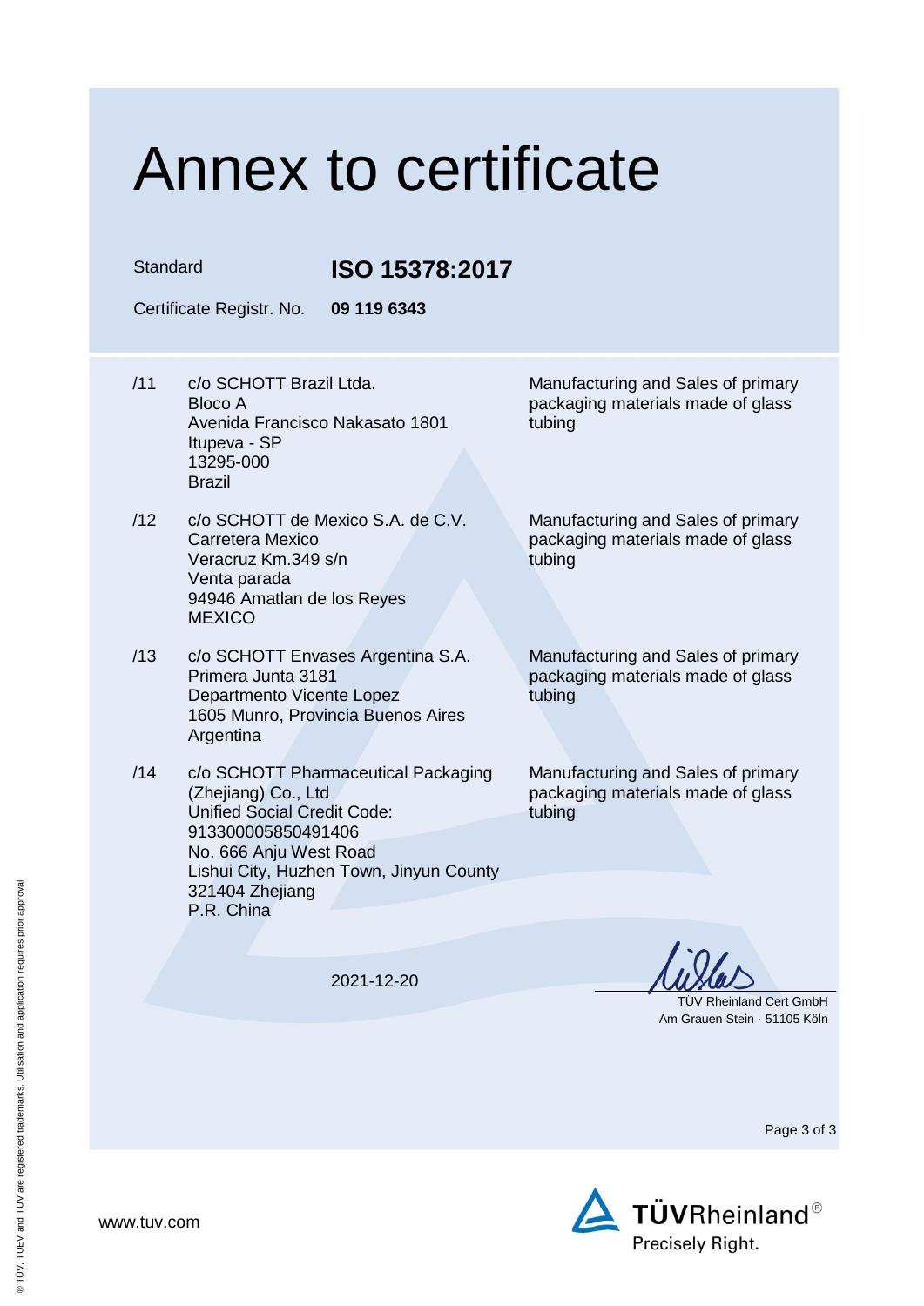# Annex to certificate

Standard **ISO 15378:2017**

Certificate Registr. No. **09 119 6343**

| | | |
|---|---|---|
| /11 | c/o SCHOTT Brazil Ltda.<br>Bloco A<br>Avenida Francisco Nakasato 1801<br>Itupeva - SP<br>13295-000<br>Brazil | Manufacturing and Sales of primary packaging materials made of glass tubing |
| /12 | c/o SCHOTT de Mexico S.A. de C.V.<br>Carretera Mexico<br>Veracruz Km.349 s/n<br>Venta parada<br>94946 Amatlan de los Reyes<br>MEXICO | Manufacturing and Sales of primary packaging materials made of glass tubing |
| /13 | c/o SCHOTT Envases Argentina S.A.<br>Primera Junta 3181<br>Departmento Vicente Lopez<br>1605 Munro, Provincia Buenos Aires<br>Argentina | Manufacturing and Sales of primary packaging materials made of glass tubing |
| /14 | c/o SCHOTT Pharmaceutical Packaging (Zhejiang) Co., Ltd<br>Unified Social Credit Code:<br>913300005850491406<br>No. 666 Anju West Road<br>Lishui City, Huzhen Town, Jinyun County<br>321404 Zhejiang<br>P.R. China | Manufacturing and Sales of primary packaging materials made of glass tubing |

2021-12-20

TÜV Rheinland Cert GmbH
Am Grauen Stein · 51105 Köln

www.tuv.com

TÜVRheinland®
Precisely Right.

® TÜV, TUEV and TUV are registered trademarks. Utilisation and application requires prior approval.